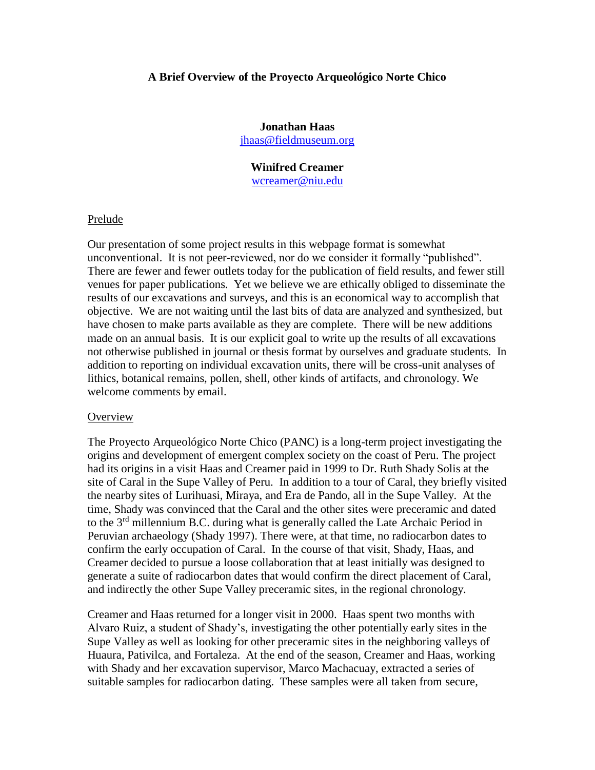# A Brief Overview of the Proyecto Arqueológico Norte Chico

**Jonathan Haas**
jhaas@fieldmuseum.org

**Winifred Creamer**
wcreamer@niu.edu

## Prelude

Our presentation of some project results in this webpage format is somewhat unconventional. It is not peer-reviewed, nor do we consider it formally "published". There are fewer and fewer outlets today for the publication of field results, and fewer still venues for paper publications. Yet we believe we are ethically obliged to disseminate the results of our excavations and surveys, and this is an economical way to accomplish that objective. We are not waiting until the last bits of data are analyzed and synthesized, but have chosen to make parts available as they are complete. There will be new additions made on an annual basis. It is our explicit goal to write up the results of all excavations not otherwise published in journal or thesis format by ourselves and graduate students. In addition to reporting on individual excavation units, there will be cross-unit analyses of lithics, botanical remains, pollen, shell, other kinds of artifacts, and chronology. We welcome comments by email.

## Overview

The Proyecto Arqueológico Norte Chico (PANC) is a long-term project investigating the origins and development of emergent complex society on the coast of Peru. The project had its origins in a visit Haas and Creamer paid in 1999 to Dr. Ruth Shady Solis at the site of Caral in the Supe Valley of Peru. In addition to a tour of Caral, they briefly visited the nearby sites of Lurihuasi, Miraya, and Era de Pando, all in the Supe Valley. At the time, Shady was convinced that the Caral and the other sites were preceramic and dated to the 3rd millennium B.C. during what is generally called the Late Archaic Period in Peruvian archaeology (Shady 1997). There were, at that time, no radiocarbon dates to confirm the early occupation of Caral. In the course of that visit, Shady, Haas, and Creamer decided to pursue a loose collaboration that at least initially was designed to generate a suite of radiocarbon dates that would confirm the direct placement of Caral, and indirectly the other Supe Valley preceramic sites, in the regional chronology.

Creamer and Haas returned for a longer visit in 2000. Haas spent two months with Alvaro Ruiz, a student of Shady's, investigating the other potentially early sites in the Supe Valley as well as looking for other preceramic sites in the neighboring valleys of Huaura, Pativilca, and Fortaleza. At the end of the season, Creamer and Haas, working with Shady and her excavation supervisor, Marco Machacuay, extracted a series of suitable samples for radiocarbon dating. These samples were all taken from secure,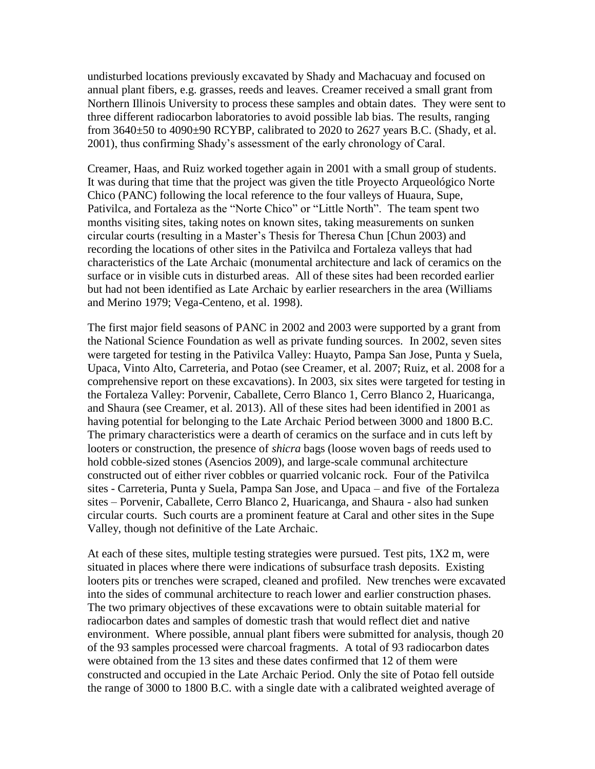undisturbed locations previously excavated by Shady and Machacuay and focused on annual plant fibers, e.g. grasses, reeds and leaves. Creamer received a small grant from Northern Illinois University to process these samples and obtain dates. They were sent to three different radiocarbon laboratories to avoid possible lab bias. The results, ranging from 3640±50 to 4090±90 RCYBP, calibrated to 2020 to 2627 years B.C. (Shady, et al. 2001), thus confirming Shady's assessment of the early chronology of Caral.

Creamer, Haas, and Ruiz worked together again in 2001 with a small group of students. It was during that time that the project was given the title Proyecto Arqueológico Norte Chico (PANC) following the local reference to the four valleys of Huaura, Supe, Pativilca, and Fortaleza as the "Norte Chico" or "Little North". The team spent two months visiting sites, taking notes on known sites, taking measurements on sunken circular courts (resulting in a Master's Thesis for Theresa Chun [Chun 2003) and recording the locations of other sites in the Pativilca and Fortaleza valleys that had characteristics of the Late Archaic (monumental architecture and lack of ceramics on the surface or in visible cuts in disturbed areas. All of these sites had been recorded earlier but had not been identified as Late Archaic by earlier researchers in the area (Williams and Merino 1979; Vega-Centeno, et al. 1998).

The first major field seasons of PANC in 2002 and 2003 were supported by a grant from the National Science Foundation as well as private funding sources. In 2002, seven sites were targeted for testing in the Pativilca Valley: Huayto, Pampa San Jose, Punta y Suela, Upaca, Vinto Alto, Carreteria, and Potao (see Creamer, et al. 2007; Ruiz, et al. 2008 for a comprehensive report on these excavations). In 2003, six sites were targeted for testing in the Fortaleza Valley: Porvenir, Caballete, Cerro Blanco 1, Cerro Blanco 2, Huaricanga, and Shaura (see Creamer, et al. 2013). All of these sites had been identified in 2001 as having potential for belonging to the Late Archaic Period between 3000 and 1800 B.C. The primary characteristics were a dearth of ceramics on the surface and in cuts left by looters or construction, the presence of *shicra* bags (loose woven bags of reeds used to hold cobble-sized stones (Asencios 2009), and large-scale communal architecture constructed out of either river cobbles or quarried volcanic rock. Four of the Pativilca sites - Carreteria, Punta y Suela, Pampa San Jose, and Upaca – and five of the Fortaleza sites – Porvenir, Caballete, Cerro Blanco 2, Huaricanga, and Shaura - also had sunken circular courts. Such courts are a prominent feature at Caral and other sites in the Supe Valley, though not definitive of the Late Archaic.

At each of these sites, multiple testing strategies were pursued. Test pits, 1X2 m, were situated in places where there were indications of subsurface trash deposits. Existing looters pits or trenches were scraped, cleaned and profiled. New trenches were excavated into the sides of communal architecture to reach lower and earlier construction phases. The two primary objectives of these excavations were to obtain suitable material for radiocarbon dates and samples of domestic trash that would reflect diet and native environment. Where possible, annual plant fibers were submitted for analysis, though 20 of the 93 samples processed were charcoal fragments. A total of 93 radiocarbon dates were obtained from the 13 sites and these dates confirmed that 12 of them were constructed and occupied in the Late Archaic Period. Only the site of Potao fell outside the range of 3000 to 1800 B.C. with a single date with a calibrated weighted average of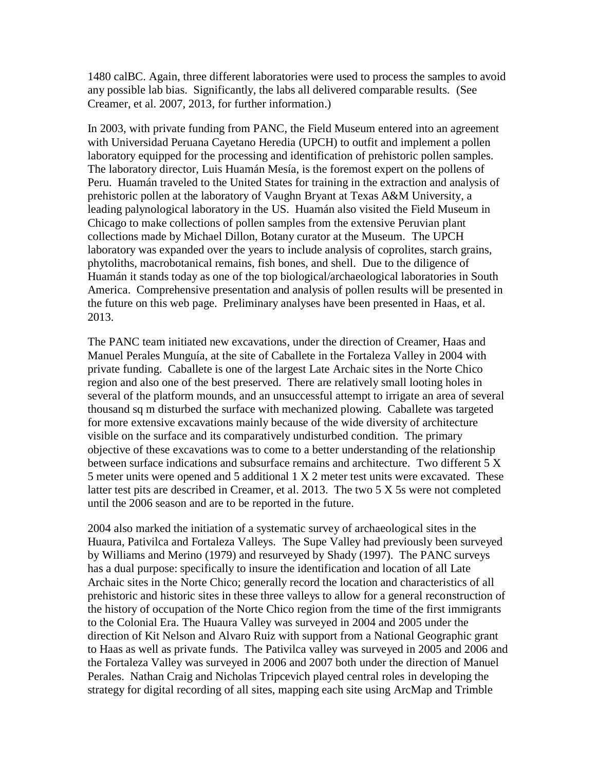1480 calBC. Again, three different laboratories were used to process the samples to avoid any possible lab bias. Significantly, the labs all delivered comparable results. (See Creamer, et al. 2007, 2013, for further information.)

In 2003, with private funding from PANC, the Field Museum entered into an agreement with Universidad Peruana Cayetano Heredia (UPCH) to outfit and implement a pollen laboratory equipped for the processing and identification of prehistoric pollen samples. The laboratory director, Luis Huamán Mesía, is the foremost expert on the pollens of Peru. Huamán traveled to the United States for training in the extraction and analysis of prehistoric pollen at the laboratory of Vaughn Bryant at Texas A&M University, a leading palynological laboratory in the US. Huamán also visited the Field Museum in Chicago to make collections of pollen samples from the extensive Peruvian plant collections made by Michael Dillon, Botany curator at the Museum. The UPCH laboratory was expanded over the years to include analysis of coprolites, starch grains, phytoliths, macrobotanical remains, fish bones, and shell. Due to the diligence of Huamán it stands today as one of the top biological/archaeological laboratories in South America. Comprehensive presentation and analysis of pollen results will be presented in the future on this web page. Preliminary analyses have been presented in Haas, et al. 2013.

The PANC team initiated new excavations, under the direction of Creamer, Haas and Manuel Perales Munguía, at the site of Caballete in the Fortaleza Valley in 2004 with private funding. Caballete is one of the largest Late Archaic sites in the Norte Chico region and also one of the best preserved. There are relatively small looting holes in several of the platform mounds, and an unsuccessful attempt to irrigate an area of several thousand sq m disturbed the surface with mechanized plowing. Caballete was targeted for more extensive excavations mainly because of the wide diversity of architecture visible on the surface and its comparatively undisturbed condition. The primary objective of these excavations was to come to a better understanding of the relationship between surface indications and subsurface remains and architecture. Two different 5 X 5 meter units were opened and 5 additional 1 X 2 meter test units were excavated. These latter test pits are described in Creamer, et al. 2013. The two 5 X 5s were not completed until the 2006 season and are to be reported in the future.

2004 also marked the initiation of a systematic survey of archaeological sites in the Huaura, Pativilca and Fortaleza Valleys. The Supe Valley had previously been surveyed by Williams and Merino (1979) and resurveyed by Shady (1997). The PANC surveys has a dual purpose: specifically to insure the identification and location of all Late Archaic sites in the Norte Chico; generally record the location and characteristics of all prehistoric and historic sites in these three valleys to allow for a general reconstruction of the history of occupation of the Norte Chico region from the time of the first immigrants to the Colonial Era. The Huaura Valley was surveyed in 2004 and 2005 under the direction of Kit Nelson and Alvaro Ruiz with support from a National Geographic grant to Haas as well as private funds. The Pativilca valley was surveyed in 2005 and 2006 and the Fortaleza Valley was surveyed in 2006 and 2007 both under the direction of Manuel Perales. Nathan Craig and Nicholas Tripcevich played central roles in developing the strategy for digital recording of all sites, mapping each site using ArcMap and Trimble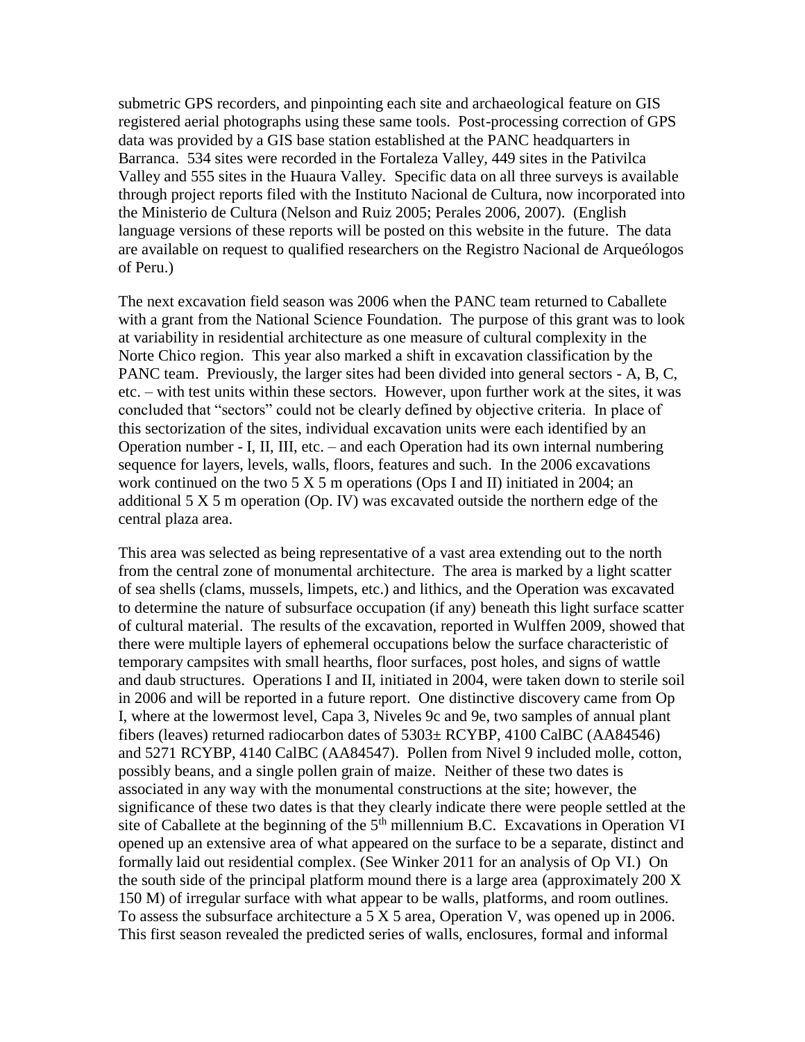submetric GPS recorders, and pinpointing each site and archaeological feature on GIS registered aerial photographs using these same tools. Post-processing correction of GPS data was provided by a GIS base station established at the PANC headquarters in Barranca. 534 sites were recorded in the Fortaleza Valley, 449 sites in the Pativilca Valley and 555 sites in the Huaura Valley. Specific data on all three surveys is available through project reports filed with the Instituto Nacional de Cultura, now incorporated into the Ministerio de Cultura (Nelson and Ruiz 2005; Perales 2006, 2007). (English language versions of these reports will be posted on this website in the future. The data are available on request to qualified researchers on the Registro Nacional de Arqueólogos of Peru.)

The next excavation field season was 2006 when the PANC team returned to Caballete with a grant from the National Science Foundation. The purpose of this grant was to look at variability in residential architecture as one measure of cultural complexity in the Norte Chico region. This year also marked a shift in excavation classification by the PANC team. Previously, the larger sites had been divided into general sectors - A, B, C, etc. – with test units within these sectors. However, upon further work at the sites, it was concluded that "sectors" could not be clearly defined by objective criteria. In place of this sectorization of the sites, individual excavation units were each identified by an Operation number - I, II, III, etc. – and each Operation had its own internal numbering sequence for layers, levels, walls, floors, features and such. In the 2006 excavations work continued on the two 5 X 5 m operations (Ops I and II) initiated in 2004; an additional 5 X 5 m operation (Op. IV) was excavated outside the northern edge of the central plaza area.

This area was selected as being representative of a vast area extending out to the north from the central zone of monumental architecture. The area is marked by a light scatter of sea shells (clams, mussels, limpets, etc.) and lithics, and the Operation was excavated to determine the nature of subsurface occupation (if any) beneath this light surface scatter of cultural material. The results of the excavation, reported in Wulffen 2009, showed that there were multiple layers of ephemeral occupations below the surface characteristic of temporary campsites with small hearths, floor surfaces, post holes, and signs of wattle and daub structures. Operations I and II, initiated in 2004, were taken down to sterile soil in 2006 and will be reported in a future report. One distinctive discovery came from Op I, where at the lowermost level, Capa 3, Niveles 9c and 9e, two samples of annual plant fibers (leaves) returned radiocarbon dates of 5303± RCYBP, 4100 CalBC (AA84546) and 5271 RCYBP, 4140 CalBC (AA84547). Pollen from Nivel 9 included molle, cotton, possibly beans, and a single pollen grain of maize. Neither of these two dates is associated in any way with the monumental constructions at the site; however, the significance of these two dates is that they clearly indicate there were people settled at the site of Caballete at the beginning of the 5th millennium B.C. Excavations in Operation VI opened up an extensive area of what appeared on the surface to be a separate, distinct and formally laid out residential complex. (See Winker 2011 for an analysis of Op VI.) On the south side of the principal platform mound there is a large area (approximately 200 X 150 M) of irregular surface with what appear to be walls, platforms, and room outlines. To assess the subsurface architecture a 5 X 5 area, Operation V, was opened up in 2006. This first season revealed the predicted series of walls, enclosures, formal and informal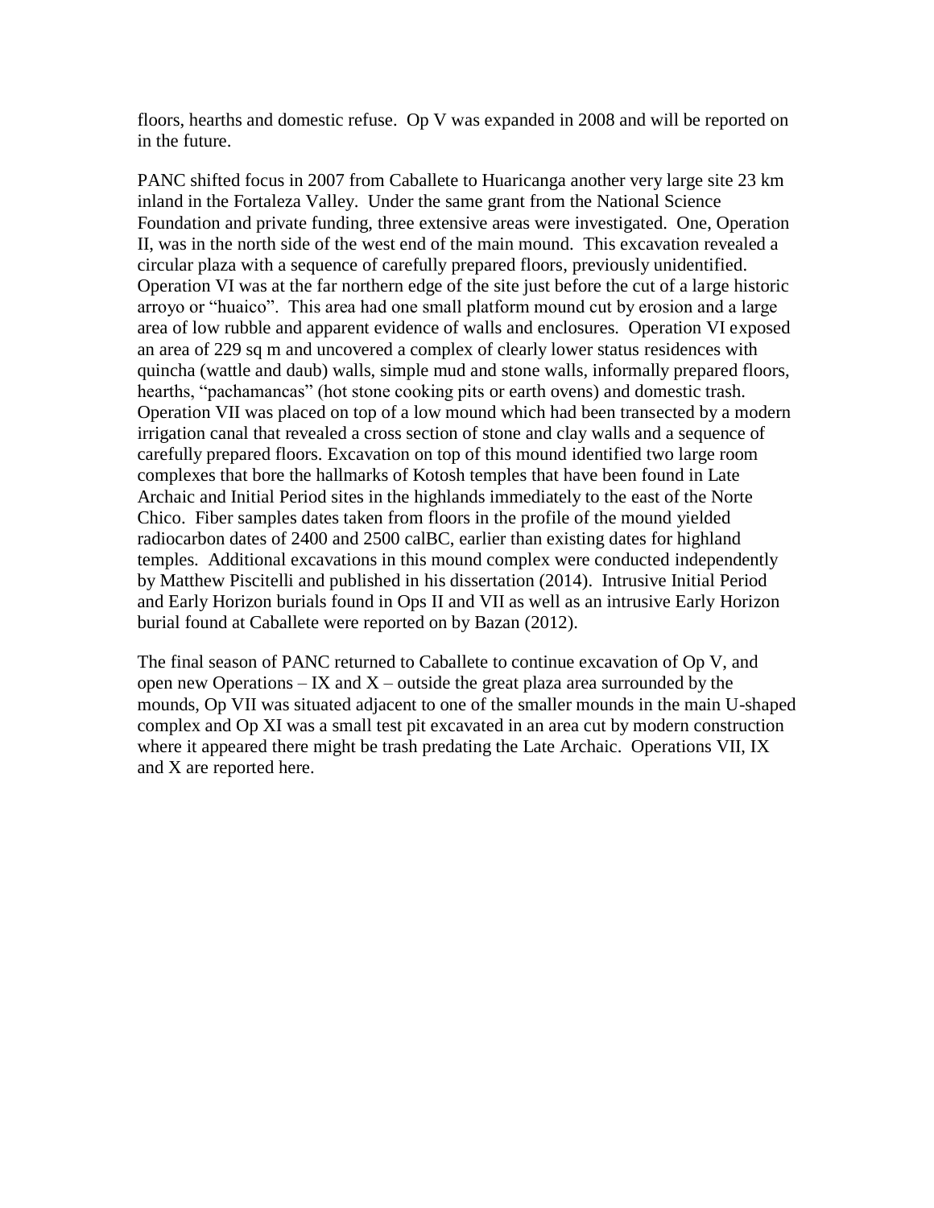floors, hearths and domestic refuse. Op V was expanded in 2008 and will be reported on in the future.

PANC shifted focus in 2007 from Caballete to Huaricanga another very large site 23 km inland in the Fortaleza Valley. Under the same grant from the National Science Foundation and private funding, three extensive areas were investigated. One, Operation II, was in the north side of the west end of the main mound. This excavation revealed a circular plaza with a sequence of carefully prepared floors, previously unidentified. Operation VI was at the far northern edge of the site just before the cut of a large historic arroyo or "huaico". This area had one small platform mound cut by erosion and a large area of low rubble and apparent evidence of walls and enclosures. Operation VI exposed an area of 229 sq m and uncovered a complex of clearly lower status residences with quincha (wattle and daub) walls, simple mud and stone walls, informally prepared floors, hearths, "pachamancas" (hot stone cooking pits or earth ovens) and domestic trash. Operation VII was placed on top of a low mound which had been transected by a modern irrigation canal that revealed a cross section of stone and clay walls and a sequence of carefully prepared floors. Excavation on top of this mound identified two large room complexes that bore the hallmarks of Kotosh temples that have been found in Late Archaic and Initial Period sites in the highlands immediately to the east of the Norte Chico. Fiber samples dates taken from floors in the profile of the mound yielded radiocarbon dates of 2400 and 2500 calBC, earlier than existing dates for highland temples. Additional excavations in this mound complex were conducted independently by Matthew Piscitelli and published in his dissertation (2014). Intrusive Initial Period and Early Horizon burials found in Ops II and VII as well as an intrusive Early Horizon burial found at Caballete were reported on by Bazan (2012).

The final season of PANC returned to Caballete to continue excavation of Op V, and open new Operations – IX and X – outside the great plaza area surrounded by the mounds, Op VII was situated adjacent to one of the smaller mounds in the main U-shaped complex and Op XI was a small test pit excavated in an area cut by modern construction where it appeared there might be trash predating the Late Archaic. Operations VII, IX and X are reported here.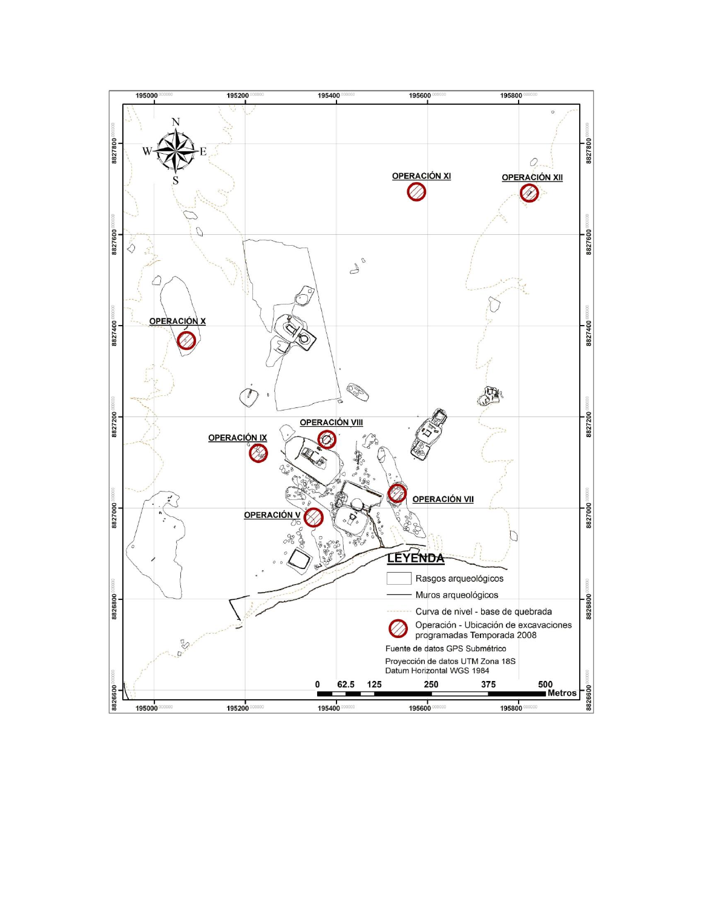OPERACIÓN XI

OPERACIÓN XII

OPERACIÓN X

OPERACIÓN VIII

OPERACIÓN IX

OPERACIÓN VII

OPERACIÓN V

**LEYENDA**

- Rasgos arqueológicos
- Muros arqueológicos
- Curva de nivel - base de quebrada
- Operación - Ubicación de excavaciones programadas Temporada 2008

Fuente de datos GPS Submétrico

Proyección de datos UTM Zona 18S

Datum Horizontal WGS 1984

0 62.5 125 250 375 500 Metros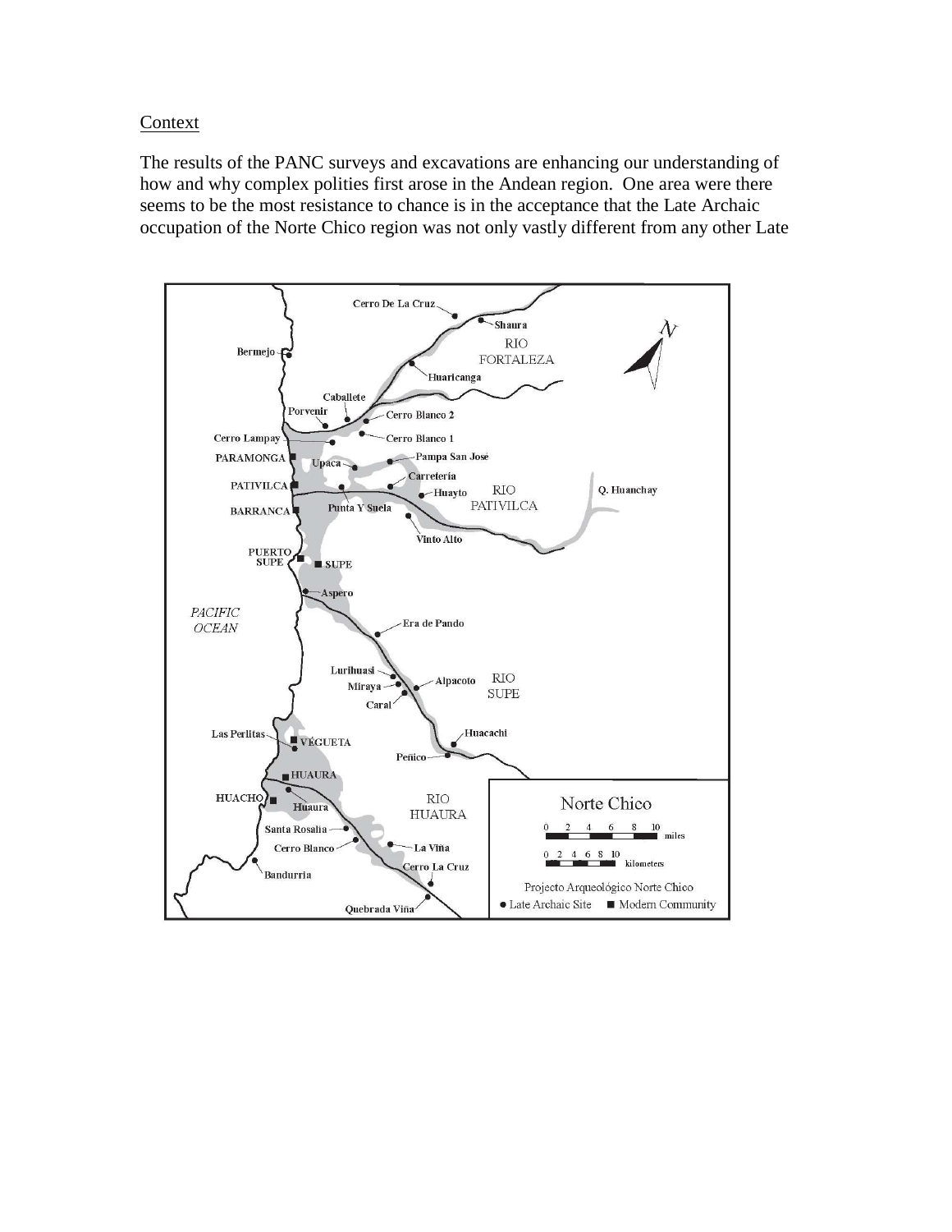Context

The results of the PANC surveys and excavations are enhancing our understanding of how and why complex polities first arose in the Andean region. One area were there seems to be the most resistance to chance is in the acceptance that the Late Archaic occupation of the Norte Chico region was not only vastly different from any other Late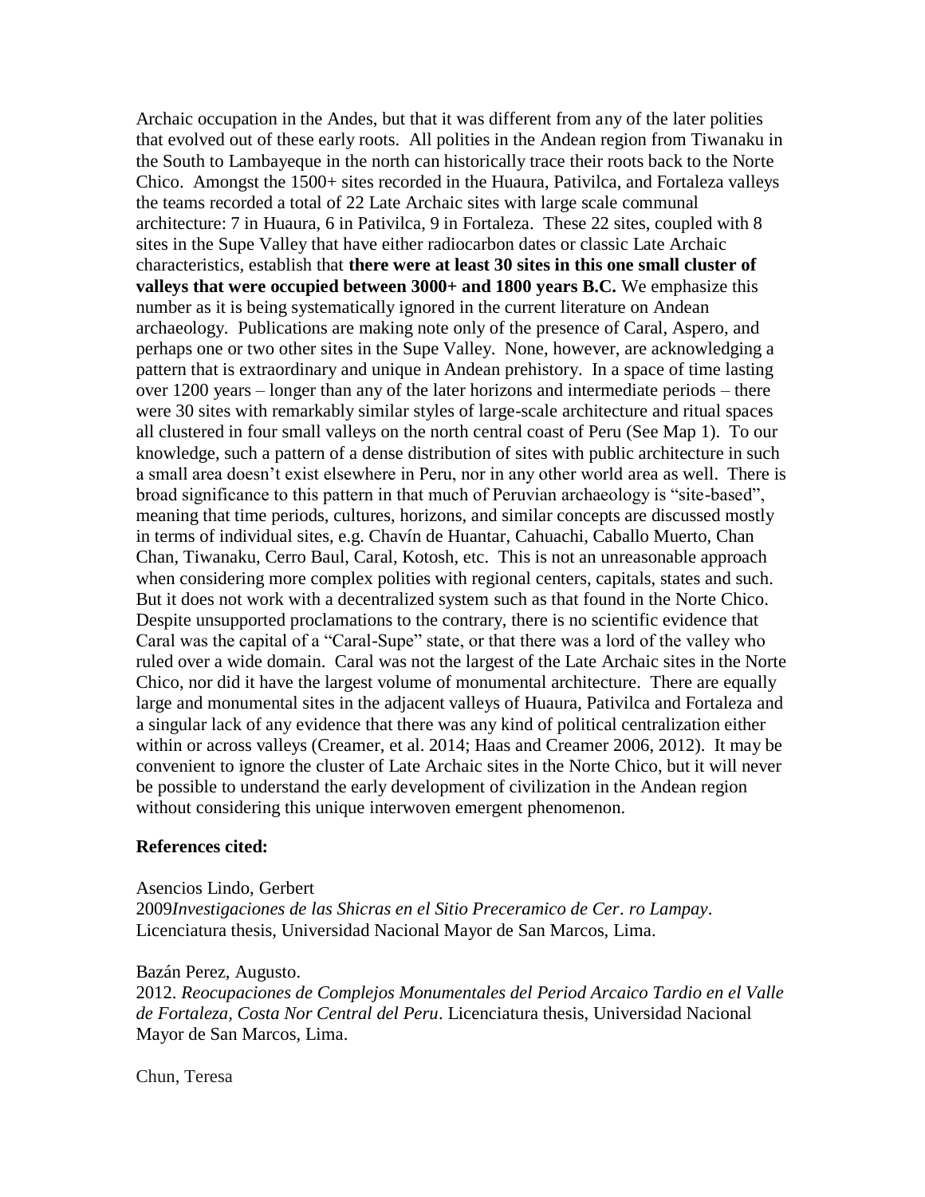Archaic occupation in the Andes, but that it was different from any of the later polities that evolved out of these early roots. All polities in the Andean region from Tiwanaku in the South to Lambayeque in the north can historically trace their roots back to the Norte Chico. Amongst the 1500+ sites recorded in the Huaura, Pativilca, and Fortaleza valleys the teams recorded a total of 22 Late Archaic sites with large scale communal architecture: 7 in Huaura, 6 in Pativilca, 9 in Fortaleza. These 22 sites, coupled with 8 sites in the Supe Valley that have either radiocarbon dates or classic Late Archaic characteristics, establish that **there were at least 30 sites in this one small cluster of valleys that were occupied between 3000+ and 1800 years B.C.** We emphasize this number as it is being systematically ignored in the current literature on Andean archaeology. Publications are making note only of the presence of Caral, Aspero, and perhaps one or two other sites in the Supe Valley. None, however, are acknowledging a pattern that is extraordinary and unique in Andean prehistory. In a space of time lasting over 1200 years – longer than any of the later horizons and intermediate periods – there were 30 sites with remarkably similar styles of large-scale architecture and ritual spaces all clustered in four small valleys on the north central coast of Peru (See Map 1). To our knowledge, such a pattern of a dense distribution of sites with public architecture in such a small area doesn't exist elsewhere in Peru, nor in any other world area as well. There is broad significance to this pattern in that much of Peruvian archaeology is "site-based", meaning that time periods, cultures, horizons, and similar concepts are discussed mostly in terms of individual sites, e.g. Chavín de Huantar, Cahuachi, Caballo Muerto, Chan Chan, Tiwanaku, Cerro Baul, Caral, Kotosh, etc. This is not an unreasonable approach when considering more complex polities with regional centers, capitals, states and such. But it does not work with a decentralized system such as that found in the Norte Chico. Despite unsupported proclamations to the contrary, there is no scientific evidence that Caral was the capital of a "Caral-Supe" state, or that there was a lord of the valley who ruled over a wide domain. Caral was not the largest of the Late Archaic sites in the Norte Chico, nor did it have the largest volume of monumental architecture. There are equally large and monumental sites in the adjacent valleys of Huaura, Pativilca and Fortaleza and a singular lack of any evidence that there was any kind of political centralization either within or across valleys (Creamer, et al. 2014; Haas and Creamer 2006, 2012). It may be convenient to ignore the cluster of Late Archaic sites in the Norte Chico, but it will never be possible to understand the early development of civilization in the Andean region without considering this unique interwoven emergent phenomenon.

**References cited:**

Asencios Lindo, Gerbert
2009*Investigaciones de las Shicras en el Sitio Preceramico de Cer. ro Lampay*. Licenciatura thesis, Universidad Nacional Mayor de San Marcos, Lima.

Bazán Perez, Augusto.
2012. *Reocupaciones de Complejos Monumentales del Period Arcaico Tardio en el Valle de Fortaleza, Costa Nor Central del Peru*. Licenciatura thesis, Universidad Nacional Mayor de San Marcos, Lima.

Chun, Teresa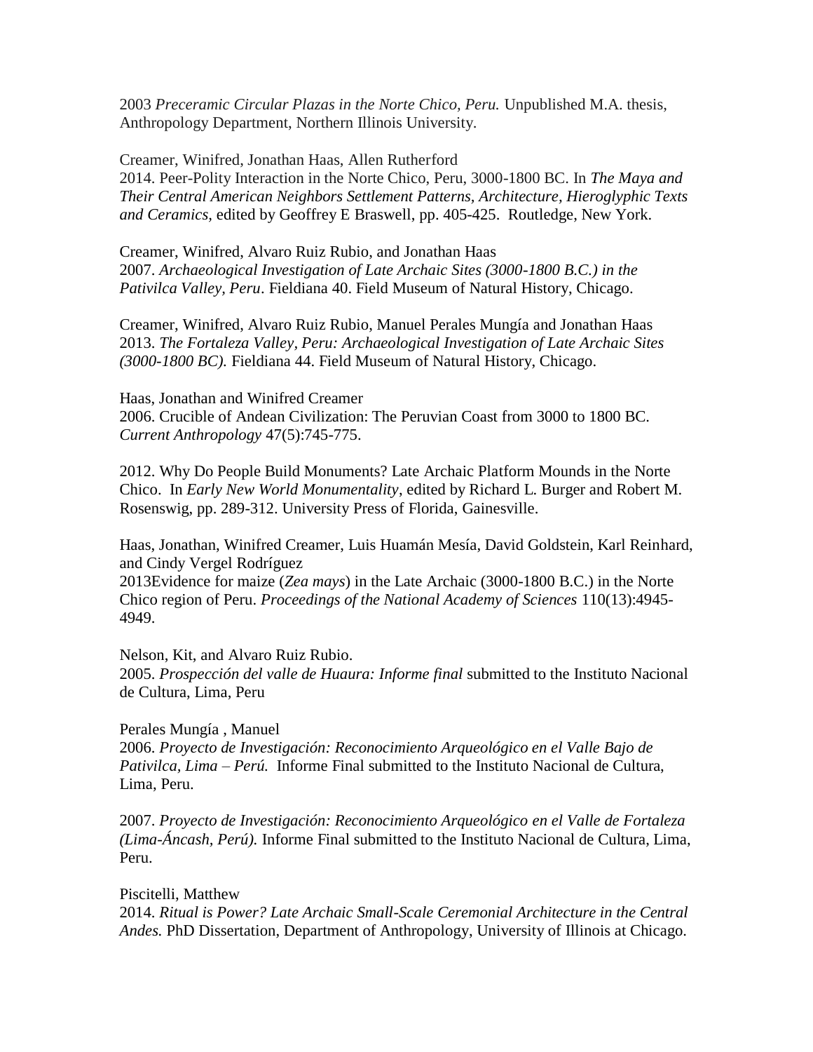2003 *Preceramic Circular Plazas in the Norte Chico, Peru.* Unpublished M.A. thesis, Anthropology Department, Northern Illinois University.

Creamer, Winifred, Jonathan Haas, Allen Rutherford
2014. Peer-Polity Interaction in the Norte Chico, Peru, 3000-1800 BC. In *The Maya and Their Central American Neighbors Settlement Patterns, Architecture, Hieroglyphic Texts and Ceramics*, edited by Geoffrey E Braswell, pp. 405-425. Routledge, New York.

Creamer, Winifred, Alvaro Ruiz Rubio, and Jonathan Haas
2007. *Archaeological Investigation of Late Archaic Sites (3000-1800 B.C.) in the Pativilca Valley, Peru*. Fieldiana 40. Field Museum of Natural History, Chicago.

Creamer, Winifred, Alvaro Ruiz Rubio, Manuel Perales Mungía and Jonathan Haas
2013. *The Fortaleza Valley, Peru: Archaeological Investigation of Late Archaic Sites (3000-1800 BC).* Fieldiana 44. Field Museum of Natural History, Chicago.

Haas, Jonathan and Winifred Creamer
2006. Crucible of Andean Civilization: The Peruvian Coast from 3000 to 1800 BC. *Current Anthropology* 47(5):745-775.

2012. Why Do People Build Monuments? Late Archaic Platform Mounds in the Norte Chico. In *Early New World Monumentality*, edited by Richard L. Burger and Robert M. Rosenswig, pp. 289-312. University Press of Florida, Gainesville.

Haas, Jonathan, Winifred Creamer, Luis Huamán Mesía, David Goldstein, Karl Reinhard, and Cindy Vergel Rodríguez
2013Evidence for maize (*Zea mays*) in the Late Archaic (3000-1800 B.C.) in the Norte Chico region of Peru. *Proceedings of the National Academy of Sciences* 110(13):4945-4949.

Nelson, Kit, and Alvaro Ruiz Rubio.
2005. *Prospección del valle de Huaura: Informe final* submitted to the Instituto Nacional de Cultura, Lima, Peru

Perales Mungía , Manuel
2006. *Proyecto de Investigación: Reconocimiento Arqueológico en el Valle Bajo de Pativilca, Lima – Perú.* Informe Final submitted to the Instituto Nacional de Cultura, Lima, Peru.

2007. *Proyecto de Investigación: Reconocimiento Arqueológico en el Valle de Fortaleza (Lima-Áncash, Perú).* Informe Final submitted to the Instituto Nacional de Cultura, Lima, Peru.

Piscitelli, Matthew
2014. *Ritual is Power? Late Archaic Small-Scale Ceremonial Architecture in the Central Andes.* PhD Dissertation, Department of Anthropology, University of Illinois at Chicago.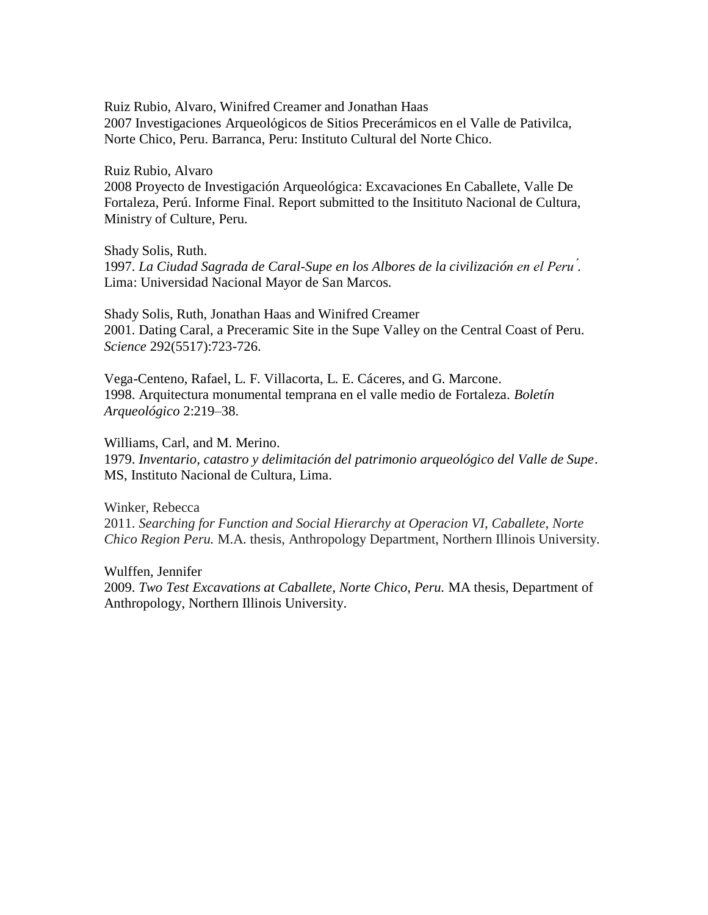Ruiz Rubio, Alvaro, Winifred Creamer and Jonathan Haas
2007 Investigaciones Arqueológicos de Sitios Precerámicos en el Valle de Pativilca, Norte Chico, Peru. Barranca, Peru: Instituto Cultural del Norte Chico.

Ruiz Rubio, Alvaro
2008 Proyecto de Investigación Arqueológica: Excavaciones En Caballete, Valle De Fortaleza, Perú. Informe Final. Report submitted to the Insitituto Nacional de Cultura, Ministry of Culture, Peru.

Shady Solis, Ruth.
1997. *La Ciudad Sagrada de Caral-Supe en los Albores de la civilización en el Perú*. Lima: Universidad Nacional Mayor de San Marcos.

Shady Solis, Ruth, Jonathan Haas and Winifred Creamer
2001. Dating Caral, a Preceramic Site in the Supe Valley on the Central Coast of Peru. *Science* 292(5517):723-726.

Vega-Centeno, Rafael, L. F. Villacorta, L. E. Cáceres, and G. Marcone.
1998. Arquitectura monumental temprana en el valle medio de Fortaleza. *Boletín Arqueológico* 2:219–38.

Williams, Carl, and M. Merino.
1979. *Inventario, catastro y delimitación del patrimonio arqueológico del Valle de Supe*. MS, Instituto Nacional de Cultura, Lima.

Winker, Rebecca
2011. *Searching for Function and Social Hierarchy at Operacion VI, Caballete, Norte Chico Region Peru.* M.A. thesis, Anthropology Department, Northern Illinois University.

Wulffen, Jennifer
2009. *Two Test Excavations at Caballete, Norte Chico, Peru.* MA thesis, Department of Anthropology, Northern Illinois University.